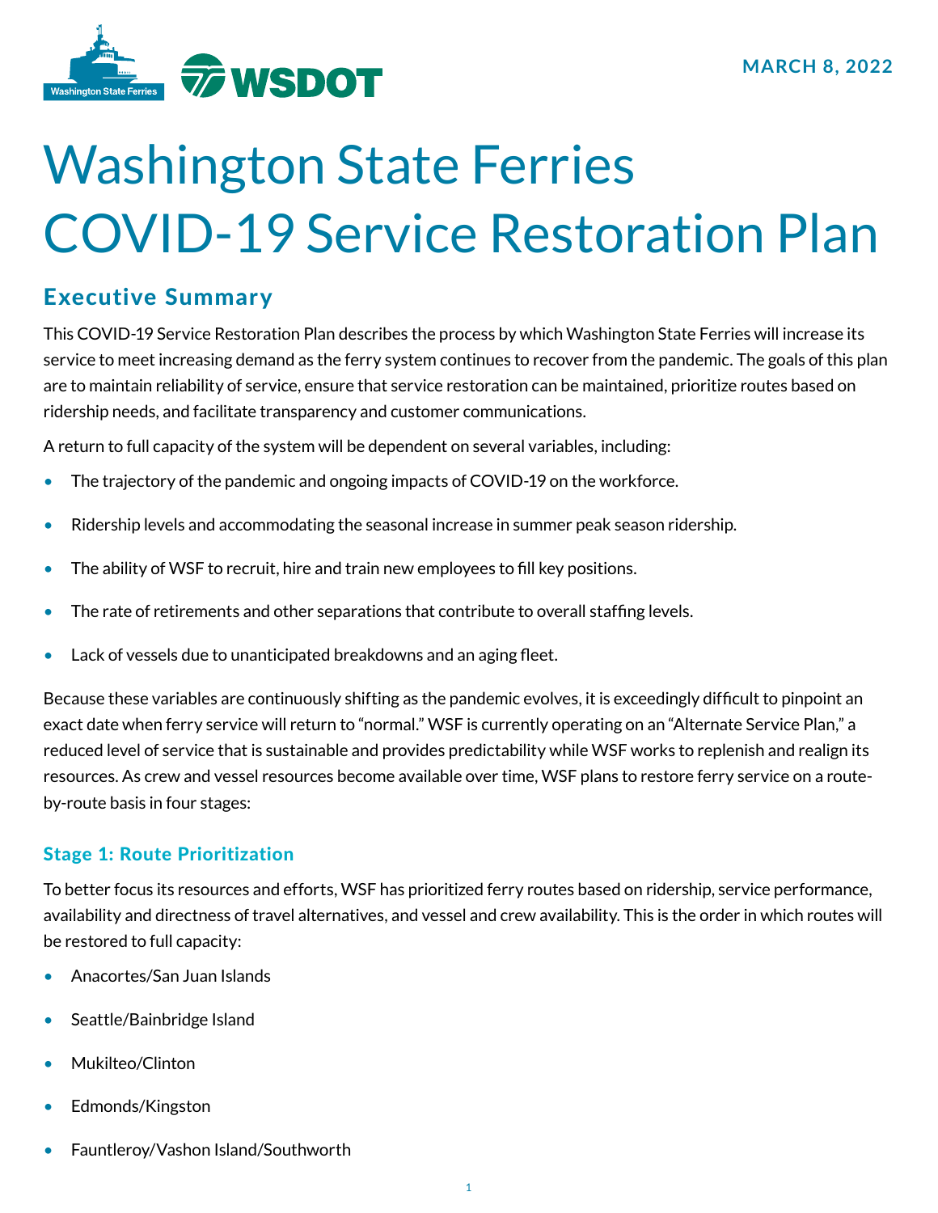MARCH 8, 2022

# Washington State Ferries COVID-19 Service Restoration Plan

## Executive Summary

This COVID-19 Service Restoration Plan describes the process by which Washington State Ferries will increase its service to meet increasing demand as the ferry system continues to recover from the pandemic. The goals of this plan are to maintain reliability of service, ensure that service restoration can be maintained, prioritize routes based on ridership needs, and facilitate transparency and customer communications.

A return to full capacity of the system will be dependent on several variables, including:

- The trajectory of the pandemic and ongoing impacts of COVID-19 on the workforce.
- Ridership levels and accommodating the seasonal increase in summer peak season ridership.
- The ability of WSF to recruit, hire and train new employees to fill key positions.
- The rate of retirements and other separations that contribute to overall staffing levels.
- Lack of vessels due to unanticipated breakdowns and an aging fleet.

Because these variables are continuously shifting as the pandemic evolves, it is exceedingly difficult to pinpoint an exact date when ferry service will return to "normal." WSF is currently operating on an "Alternate Service Plan," a reduced level of service that is sustainable and provides predictability while WSF works to replenish and realign its resources. As crew and vessel resources become available over time, WSF plans to restore ferry service on a route-by-route basis in four stages:

### Stage 1: Route Prioritization

To better focus its resources and efforts, WSF has prioritized ferry routes based on ridership, service performance, availability and directness of travel alternatives, and vessel and crew availability. This is the order in which routes will be restored to full capacity:

- Anacortes/San Juan Islands
- Seattle/Bainbridge Island
- Mukilteo/Clinton
- Edmonds/Kingston
- Fauntleroy/Vashon Island/Southworth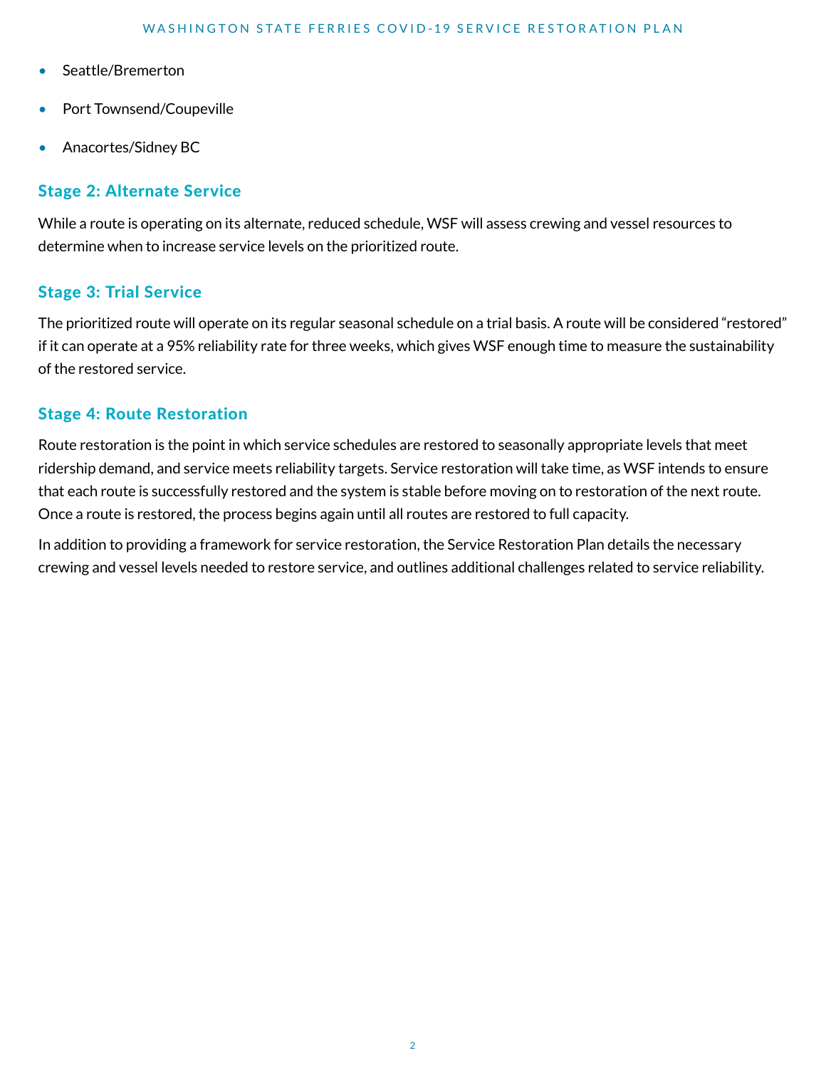- Seattle/Bremerton
- Port Townsend/Coupeville
- Anacortes/Sidney BC

### Stage 2: Alternate Service

While a route is operating on its alternate, reduced schedule, WSF will assess crewing and vessel resources to determine when to increase service levels on the prioritized route.

### Stage 3: Trial Service

The prioritized route will operate on its regular seasonal schedule on a trial basis. A route will be considered "restored" if it can operate at a 95% reliability rate for three weeks, which gives WSF enough time to measure the sustainability of the restored service.

### Stage 4: Route Restoration

Route restoration is the point in which service schedules are restored to seasonally appropriate levels that meet ridership demand, and service meets reliability targets. Service restoration will take time, as WSF intends to ensure that each route is successfully restored and the system is stable before moving on to restoration of the next route. Once a route is restored, the process begins again until all routes are restored to full capacity.

In addition to providing a framework for service restoration, the Service Restoration Plan details the necessary crewing and vessel levels needed to restore service, and outlines additional challenges related to service reliability.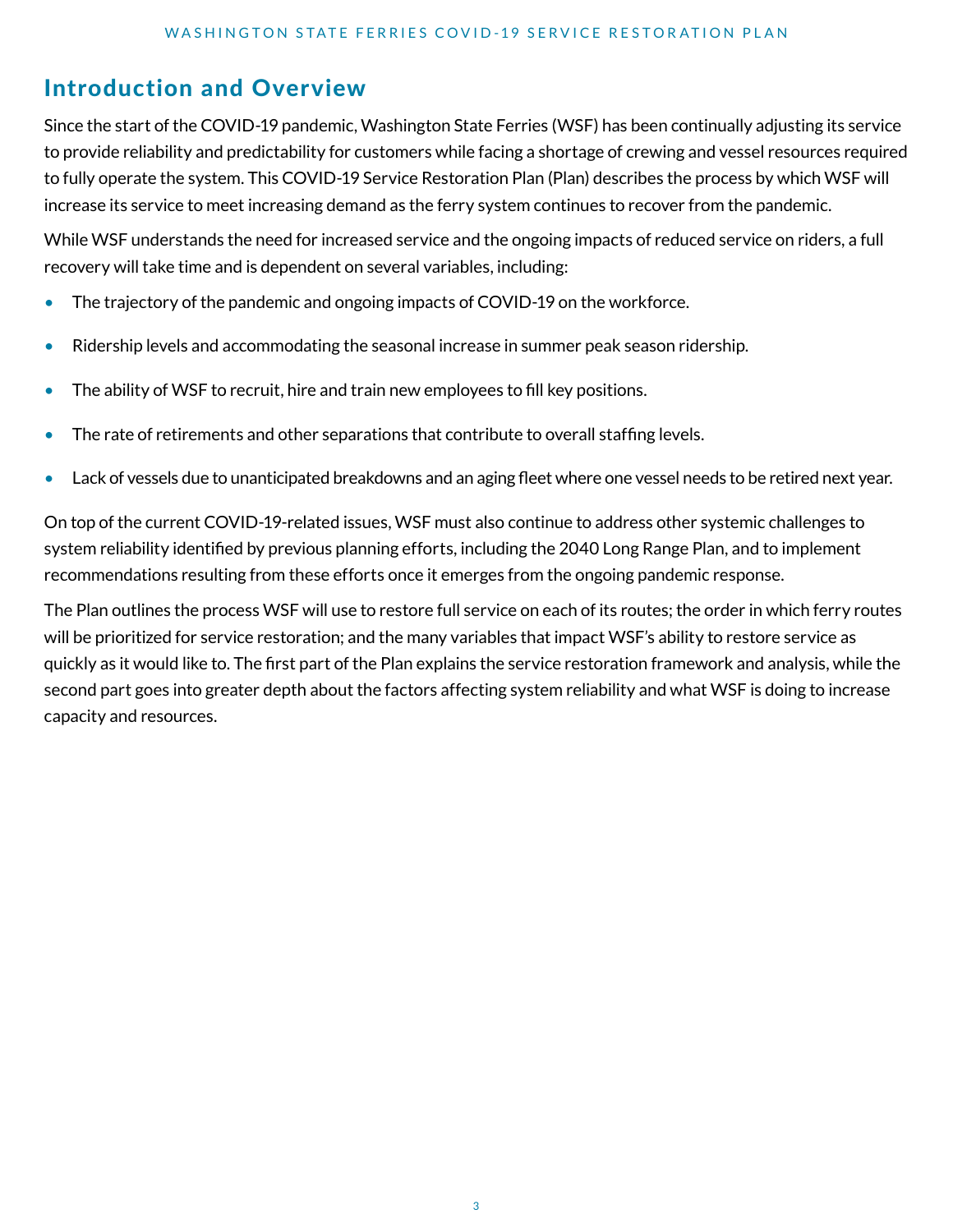## Introduction and Overview

Since the start of the COVID-19 pandemic, Washington State Ferries (WSF) has been continually adjusting its service to provide reliability and predictability for customers while facing a shortage of crewing and vessel resources required to fully operate the system. This COVID-19 Service Restoration Plan (Plan) describes the process by which WSF will increase its service to meet increasing demand as the ferry system continues to recover from the pandemic.

While WSF understands the need for increased service and the ongoing impacts of reduced service on riders, a full recovery will take time and is dependent on several variables, including:

- The trajectory of the pandemic and ongoing impacts of COVID-19 on the workforce.
- Ridership levels and accommodating the seasonal increase in summer peak season ridership.
- The ability of WSF to recruit, hire and train new employees to fill key positions.
- The rate of retirements and other separations that contribute to overall staffing levels.
- Lack of vessels due to unanticipated breakdowns and an aging fleet where one vessel needs to be retired next year.

On top of the current COVID-19-related issues, WSF must also continue to address other systemic challenges to system reliability identified by previous planning efforts, including the 2040 Long Range Plan, and to implement recommendations resulting from these efforts once it emerges from the ongoing pandemic response.

The Plan outlines the process WSF will use to restore full service on each of its routes; the order in which ferry routes will be prioritized for service restoration; and the many variables that impact WSF's ability to restore service as quickly as it would like to. The first part of the Plan explains the service restoration framework and analysis, while the second part goes into greater depth about the factors affecting system reliability and what WSF is doing to increase capacity and resources.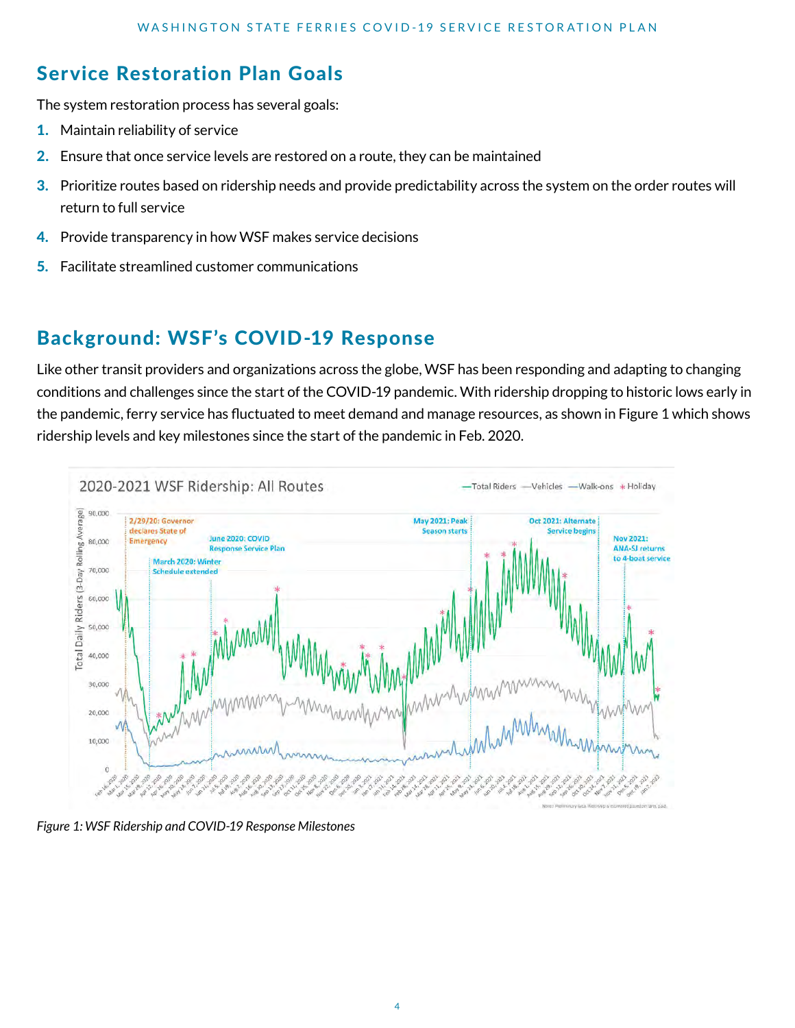## Service Restoration Plan Goals

The system restoration process has several goals:

1. Maintain reliability of service
2. Ensure that once service levels are restored on a route, they can be maintained
3. Prioritize routes based on ridership needs and provide predictability across the system on the order routes will return to full service
4. Provide transparency in how WSF makes service decisions
5. Facilitate streamlined customer communications

## Background: WSF's COVID-19 Response

Like other transit providers and organizations across the globe, WSF has been responding and adapting to changing conditions and challenges since the start of the COVID-19 pandemic. With ridership dropping to historic lows early in the pandemic, ferry service has fluctuated to meet demand and manage resources, as shown in Figure 1 which shows ridership levels and key milestones since the start of the pandemic in Feb. 2020.

*Figure 1: WSF Ridership and COVID-19 Response Milestones*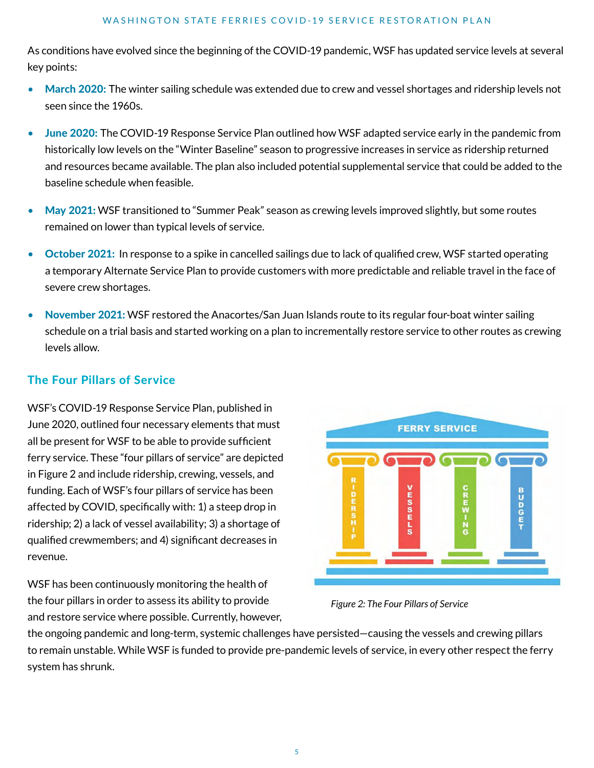As conditions have evolved since the beginning of the COVID-19 pandemic, WSF has updated service levels at several key points:

- **March 2020:** The winter sailing schedule was extended due to crew and vessel shortages and ridership levels not seen since the 1960s.
- **June 2020:** The COVID-19 Response Service Plan outlined how WSF adapted service early in the pandemic from historically low levels on the "Winter Baseline" season to progressive increases in service as ridership returned and resources became available. The plan also included potential supplemental service that could be added to the baseline schedule when feasible.
- **May 2021:** WSF transitioned to "Summer Peak" season as crewing levels improved slightly, but some routes remained on lower than typical levels of service.
- **October 2021:** In response to a spike in cancelled sailings due to lack of qualified crew, WSF started operating a temporary Alternate Service Plan to provide customers with more predictable and reliable travel in the face of severe crew shortages.
- **November 2021:** WSF restored the Anacortes/San Juan Islands route to its regular four-boat winter sailing schedule on a trial basis and started working on a plan to incrementally restore service to other routes as crewing levels allow.

## The Four Pillars of Service

WSF's COVID-19 Response Service Plan, published in June 2020, outlined four necessary elements that must all be present for WSF to be able to provide sufficient ferry service. These "four pillars of service" are depicted in Figure 2 and include ridership, crewing, vessels, and funding. Each of WSF's four pillars of service has been affected by COVID, specifically with: 1) a steep drop in ridership; 2) a lack of vessel availability; 3) a shortage of qualified crewmembers; and 4) significant decreases in revenue.

FERRY SERVICE

RIDERSHIP | VESSELS | CREWING | BUDGET

*Figure 2: The Four Pillars of Service*

WSF has been continuously monitoring the health of the four pillars in order to assess its ability to provide and restore service where possible. Currently, however, the ongoing pandemic and long-term, systemic challenges have persisted—causing the vessels and crewing pillars to remain unstable. While WSF is funded to provide pre-pandemic levels of service, in every other respect the ferry system has shrunk.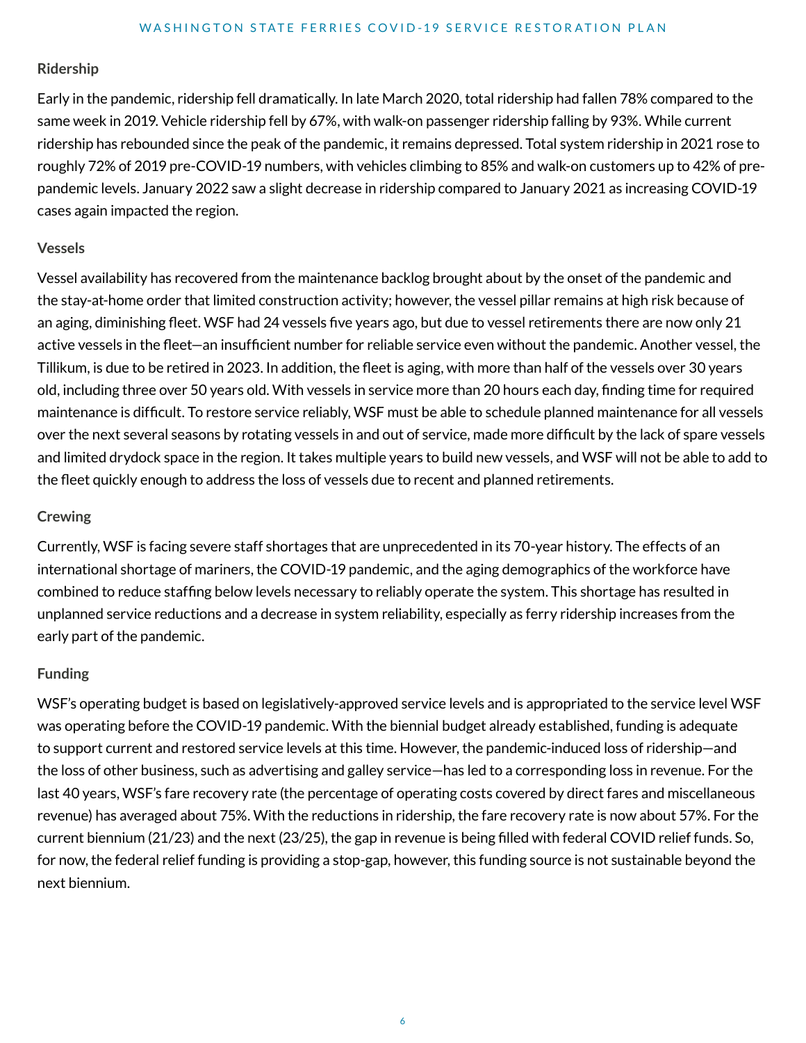### Ridership

Early in the pandemic, ridership fell dramatically. In late March 2020, total ridership had fallen 78% compared to the same week in 2019. Vehicle ridership fell by 67%, with walk-on passenger ridership falling by 93%. While current ridership has rebounded since the peak of the pandemic, it remains depressed. Total system ridership in 2021 rose to roughly 72% of 2019 pre-COVID-19 numbers, with vehicles climbing to 85% and walk-on customers up to 42% of pre-pandemic levels. January 2022 saw a slight decrease in ridership compared to January 2021 as increasing COVID-19 cases again impacted the region.

### Vessels

Vessel availability has recovered from the maintenance backlog brought about by the onset of the pandemic and the stay-at-home order that limited construction activity; however, the vessel pillar remains at high risk because of an aging, diminishing fleet. WSF had 24 vessels five years ago, but due to vessel retirements there are now only 21 active vessels in the fleet—an insufficient number for reliable service even without the pandemic. Another vessel, the Tillikum, is due to be retired in 2023. In addition, the fleet is aging, with more than half of the vessels over 30 years old, including three over 50 years old. With vessels in service more than 20 hours each day, finding time for required maintenance is difficult. To restore service reliably, WSF must be able to schedule planned maintenance for all vessels over the next several seasons by rotating vessels in and out of service, made more difficult by the lack of spare vessels and limited drydock space in the region. It takes multiple years to build new vessels, and WSF will not be able to add to the fleet quickly enough to address the loss of vessels due to recent and planned retirements.

### Crewing

Currently, WSF is facing severe staff shortages that are unprecedented in its 70-year history. The effects of an international shortage of mariners, the COVID-19 pandemic, and the aging demographics of the workforce have combined to reduce staffing below levels necessary to reliably operate the system. This shortage has resulted in unplanned service reductions and a decrease in system reliability, especially as ferry ridership increases from the early part of the pandemic.

### Funding

WSF's operating budget is based on legislatively-approved service levels and is appropriated to the service level WSF was operating before the COVID-19 pandemic. With the biennial budget already established, funding is adequate to support current and restored service levels at this time. However, the pandemic-induced loss of ridership—and the loss of other business, such as advertising and galley service—has led to a corresponding loss in revenue. For the last 40 years, WSF's fare recovery rate (the percentage of operating costs covered by direct fares and miscellaneous revenue) has averaged about 75%. With the reductions in ridership, the fare recovery rate is now about 57%. For the current biennium (21/23) and the next (23/25), the gap in revenue is being filled with federal COVID relief funds. So, for now, the federal relief funding is providing a stop-gap, however, this funding source is not sustainable beyond the next biennium.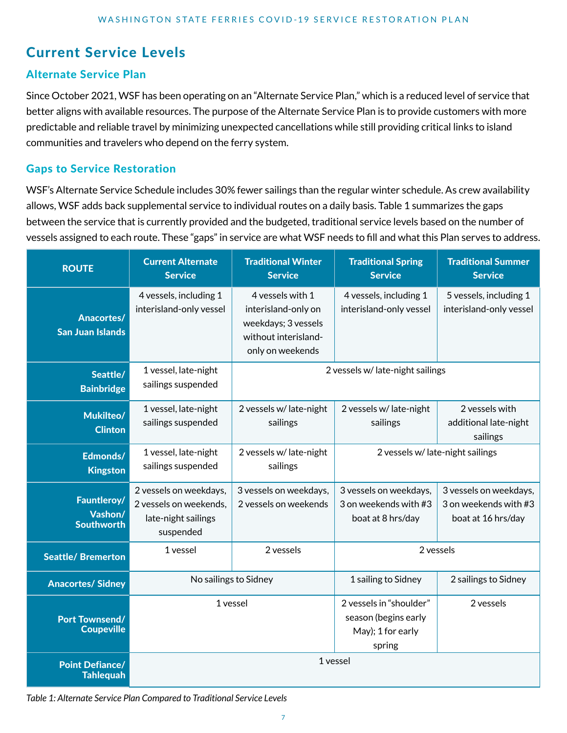## Current Service Levels

### Alternate Service Plan

Since October 2021, WSF has been operating on an "Alternate Service Plan," which is a reduced level of service that better aligns with available resources. The purpose of the Alternate Service Plan is to provide customers with more predictable and reliable travel by minimizing unexpected cancellations while still providing critical links to island communities and travelers who depend on the ferry system.

### Gaps to Service Restoration

WSF's Alternate Service Schedule includes 30% fewer sailings than the regular winter schedule. As crew availability allows, WSF adds back supplemental service to individual routes on a daily basis. Table 1 summarizes the gaps between the service that is currently provided and the budgeted, traditional service levels based on the number of vessels assigned to each route. These "gaps" in service are what WSF needs to fill and what this Plan serves to address.

| ROUTE | Current Alternate Service | Traditional Winter Service | Traditional Spring Service | Traditional Summer Service |
|---|---|---|---|---|
| Anacortes/ San Juan Islands | 4 vessels, including 1 interisland-only vessel | 4 vessels with 1 interisland-only on weekdays; 3 vessels without interisland-only on weekends | 4 vessels, including 1 interisland-only vessel | 5 vessels, including 1 interisland-only vessel |
| Seattle/ Bainbridge | 1 vessel, late-night sailings suspended | 2 vessels w/ late-night sailings | | |
| Mukilteo/ Clinton | 1 vessel, late-night sailings suspended | 2 vessels w/ late-night sailings | 2 vessels w/ late-night sailings | 2 vessels with additional late-night sailings |
| Edmonds/ Kingston | 1 vessel, late-night sailings suspended | 2 vessels w/ late-night sailings | 2 vessels w/ late-night sailings | |
| Fauntleroy/ Vashon/ Southworth | 2 vessels on weekdays, 2 vessels on weekends, late-night sailings suspended | 3 vessels on weekdays, 2 vessels on weekends | 3 vessels on weekdays, 3 on weekends with #3 boat at 8 hrs/day | 3 vessels on weekdays, 3 on weekends with #3 boat at 16 hrs/day |
| Seattle/ Bremerton | 1 vessel | 2 vessels | 2 vessels | |
| Anacortes/ Sidney | No sailings to Sidney | | 1 sailing to Sidney | 2 sailings to Sidney |
| Port Townsend/ Coupeville | 1 vessel | | 2 vessels in "shoulder" season (begins early May); 1 for early spring | 2 vessels |
| Point Defiance/ Tahlequah | 1 vessel | | | |

*Table 1: Alternate Service Plan Compared to Traditional Service Levels*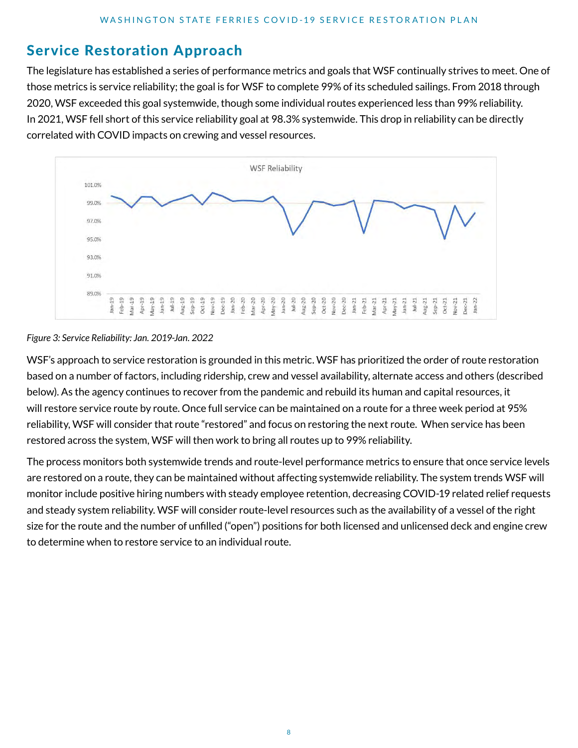## Service Restoration Approach

The legislature has established a series of performance metrics and goals that WSF continually strives to meet. One of those metrics is service reliability; the goal is for WSF to complete 99% of its scheduled sailings. From 2018 through 2020, WSF exceeded this goal systemwide, though some individual routes experienced less than 99% reliability. In 2021, WSF fell short of this service reliability goal at 98.3% systemwide. This drop in reliability can be directly correlated with COVID impacts on crewing and vessel resources.

*Figure 3: Service Reliability: Jan. 2019-Jan. 2022*

WSF's approach to service restoration is grounded in this metric. WSF has prioritized the order of route restoration based on a number of factors, including ridership, crew and vessel availability, alternate access and others (described below). As the agency continues to recover from the pandemic and rebuild its human and capital resources, it will restore service route by route. Once full service can be maintained on a route for a three week period at 95% reliability, WSF will consider that route "restored" and focus on restoring the next route. When service has been restored across the system, WSF will then work to bring all routes up to 99% reliability.

The process monitors both systemwide trends and route-level performance metrics to ensure that once service levels are restored on a route, they can be maintained without affecting systemwide reliability. The system trends WSF will monitor include positive hiring numbers with steady employee retention, decreasing COVID-19 related relief requests and steady system reliability. WSF will consider route-level resources such as the availability of a vessel of the right size for the route and the number of unfilled ("open") positions for both licensed and unlicensed deck and engine crew to determine when to restore service to an individual route.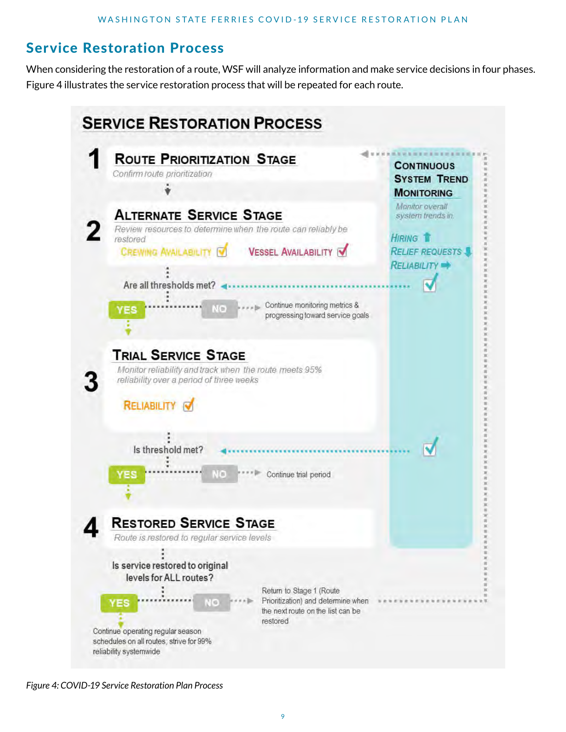## Service Restoration Process

When considering the restoration of a route, WSF will analyze information and make service decisions in four phases. Figure 4 illustrates the service restoration process that will be repeated for each route.

### SERVICE RESTORATION PROCESS

**1 ROUTE PRIORITIZATION STAGE**

*Confirm route prioritization*

**2 ALTERNATE SERVICE STAGE**

*Review resources to determine when the route can reliably be restored*

CREWING AVAILABILITY ☑ VESSEL AVAILABILITY ☑

Are all thresholds met?

- YES
- NO → Continue monitoring metrics & progressing toward service goals

**3 TRIAL SERVICE STAGE**

*Monitor reliability and track when the route meets 95% reliability over a period of three weeks*

RELIABILITY ☑

Is threshold met?

- YES
- NO → Continue trial period

**4 RESTORED SERVICE STAGE**

*Route is restored to regular service levels*

Is service restored to original levels for ALL routes?

- YES → Continue operating regular season schedules on all routes; strive for 99% reliability systemwide
- NO → Return to Stage 1 (Route Prioritization) and determine when the next route on the list can be restored

**CONTINUOUS SYSTEM TREND MONITORING**

*Monitor overall system trends in:*

- HIRING ↑
- RELIEF REQUESTS ↓
- RELIABILITY →

*Figure 4: COVID-19 Service Restoration Plan Process*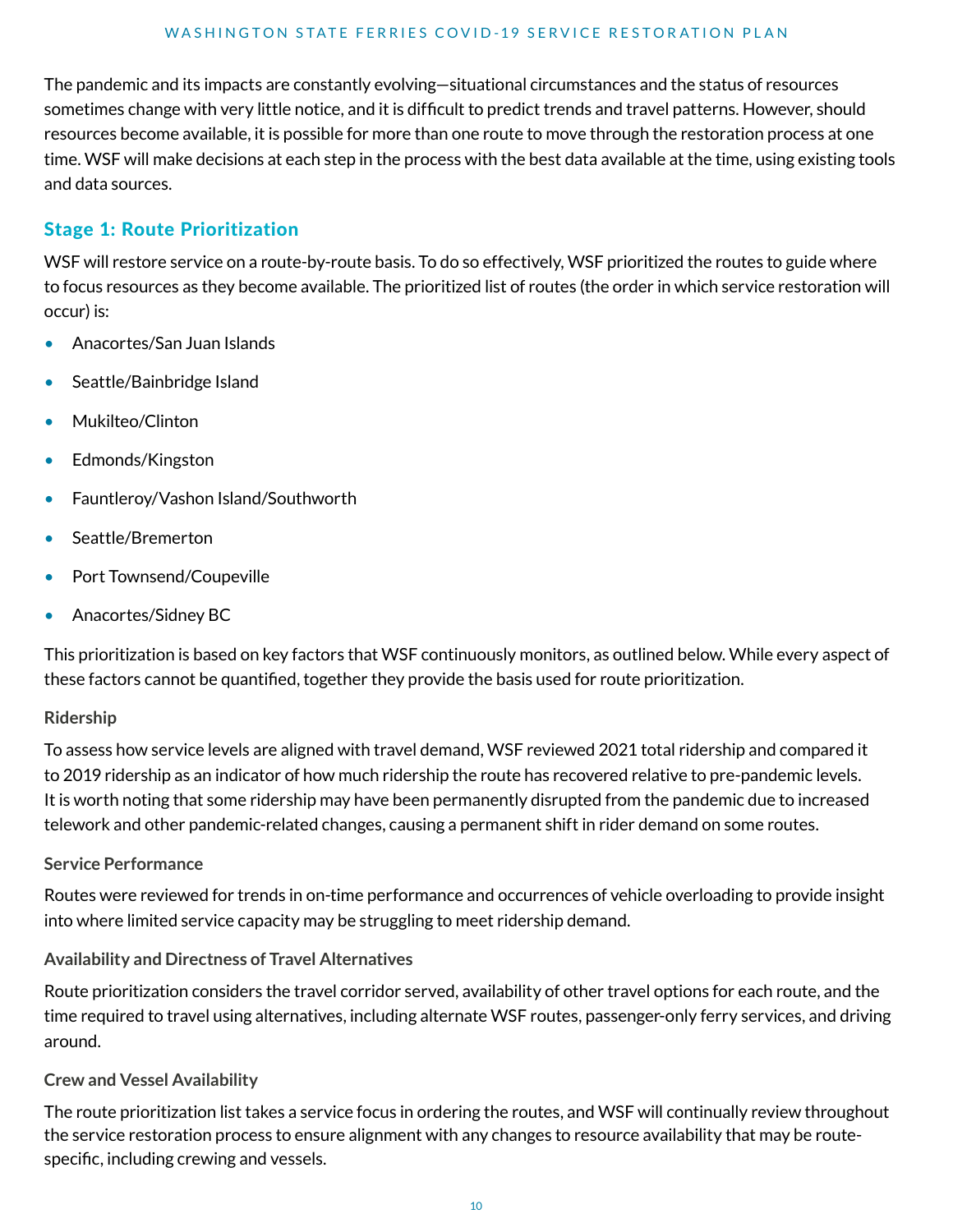The pandemic and its impacts are constantly evolving—situational circumstances and the status of resources sometimes change with very little notice, and it is difficult to predict trends and travel patterns. However, should resources become available, it is possible for more than one route to move through the restoration process at one time. WSF will make decisions at each step in the process with the best data available at the time, using existing tools and data sources.

## Stage 1: Route Prioritization

WSF will restore service on a route-by-route basis. To do so effectively, WSF prioritized the routes to guide where to focus resources as they become available. The prioritized list of routes (the order in which service restoration will occur) is:

- Anacortes/San Juan Islands
- Seattle/Bainbridge Island
- Mukilteo/Clinton
- Edmonds/Kingston
- Fauntleroy/Vashon Island/Southworth
- Seattle/Bremerton
- Port Townsend/Coupeville
- Anacortes/Sidney BC

This prioritization is based on key factors that WSF continuously monitors, as outlined below. While every aspect of these factors cannot be quantified, together they provide the basis used for route prioritization.

### Ridership

To assess how service levels are aligned with travel demand, WSF reviewed 2021 total ridership and compared it to 2019 ridership as an indicator of how much ridership the route has recovered relative to pre-pandemic levels. It is worth noting that some ridership may have been permanently disrupted from the pandemic due to increased telework and other pandemic-related changes, causing a permanent shift in rider demand on some routes.

### Service Performance

Routes were reviewed for trends in on-time performance and occurrences of vehicle overloading to provide insight into where limited service capacity may be struggling to meet ridership demand.

### Availability and Directness of Travel Alternatives

Route prioritization considers the travel corridor served, availability of other travel options for each route, and the time required to travel using alternatives, including alternate WSF routes, passenger-only ferry services, and driving around.

### Crew and Vessel Availability

The route prioritization list takes a service focus in ordering the routes, and WSF will continually review throughout the service restoration process to ensure alignment with any changes to resource availability that may be route-specific, including crewing and vessels.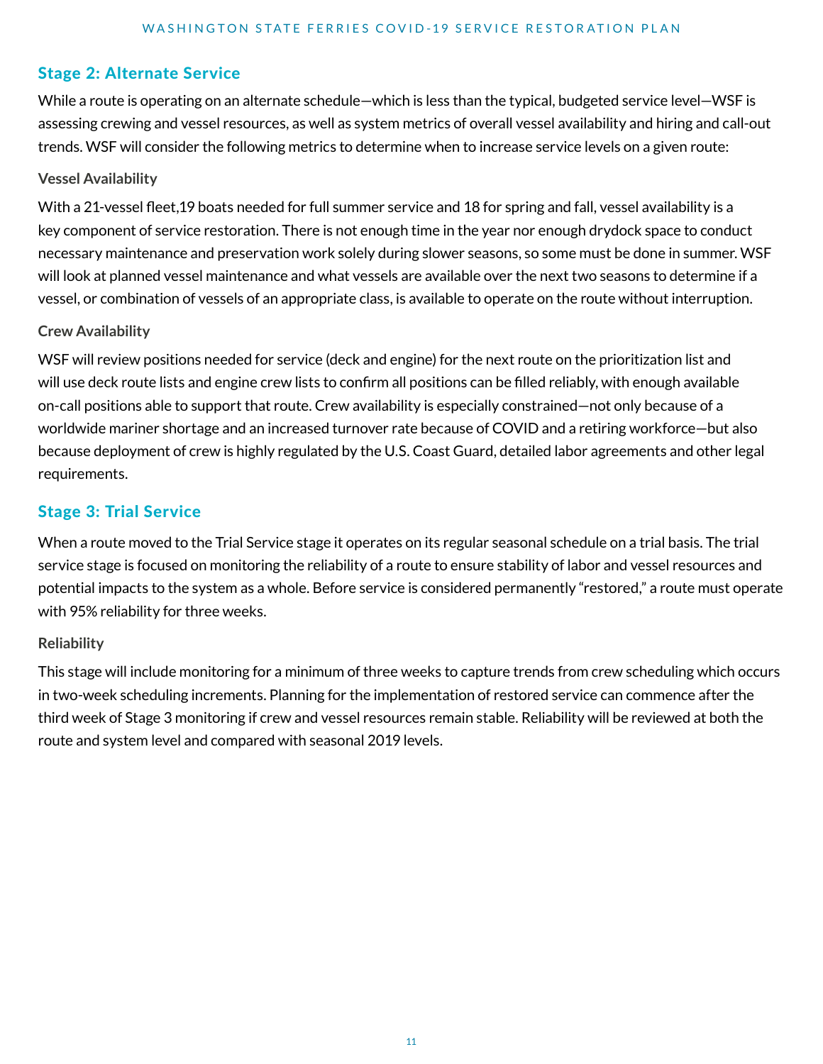## Stage 2: Alternate Service

While a route is operating on an alternate schedule—which is less than the typical, budgeted service level—WSF is assessing crewing and vessel resources, as well as system metrics of overall vessel availability and hiring and call-out trends. WSF will consider the following metrics to determine when to increase service levels on a given route:

### Vessel Availability

With a 21-vessel fleet,19 boats needed for full summer service and 18 for spring and fall, vessel availability is a key component of service restoration. There is not enough time in the year nor enough drydock space to conduct necessary maintenance and preservation work solely during slower seasons, so some must be done in summer. WSF will look at planned vessel maintenance and what vessels are available over the next two seasons to determine if a vessel, or combination of vessels of an appropriate class, is available to operate on the route without interruption.

### Crew Availability

WSF will review positions needed for service (deck and engine) for the next route on the prioritization list and will use deck route lists and engine crew lists to confirm all positions can be filled reliably, with enough available on-call positions able to support that route. Crew availability is especially constrained—not only because of a worldwide mariner shortage and an increased turnover rate because of COVID and a retiring workforce—but also because deployment of crew is highly regulated by the U.S. Coast Guard, detailed labor agreements and other legal requirements.

## Stage 3: Trial Service

When a route moved to the Trial Service stage it operates on its regular seasonal schedule on a trial basis. The trial service stage is focused on monitoring the reliability of a route to ensure stability of labor and vessel resources and potential impacts to the system as a whole. Before service is considered permanently "restored," a route must operate with 95% reliability for three weeks.

### Reliability

This stage will include monitoring for a minimum of three weeks to capture trends from crew scheduling which occurs in two-week scheduling increments. Planning for the implementation of restored service can commence after the third week of Stage 3 monitoring if crew and vessel resources remain stable. Reliability will be reviewed at both the route and system level and compared with seasonal 2019 levels.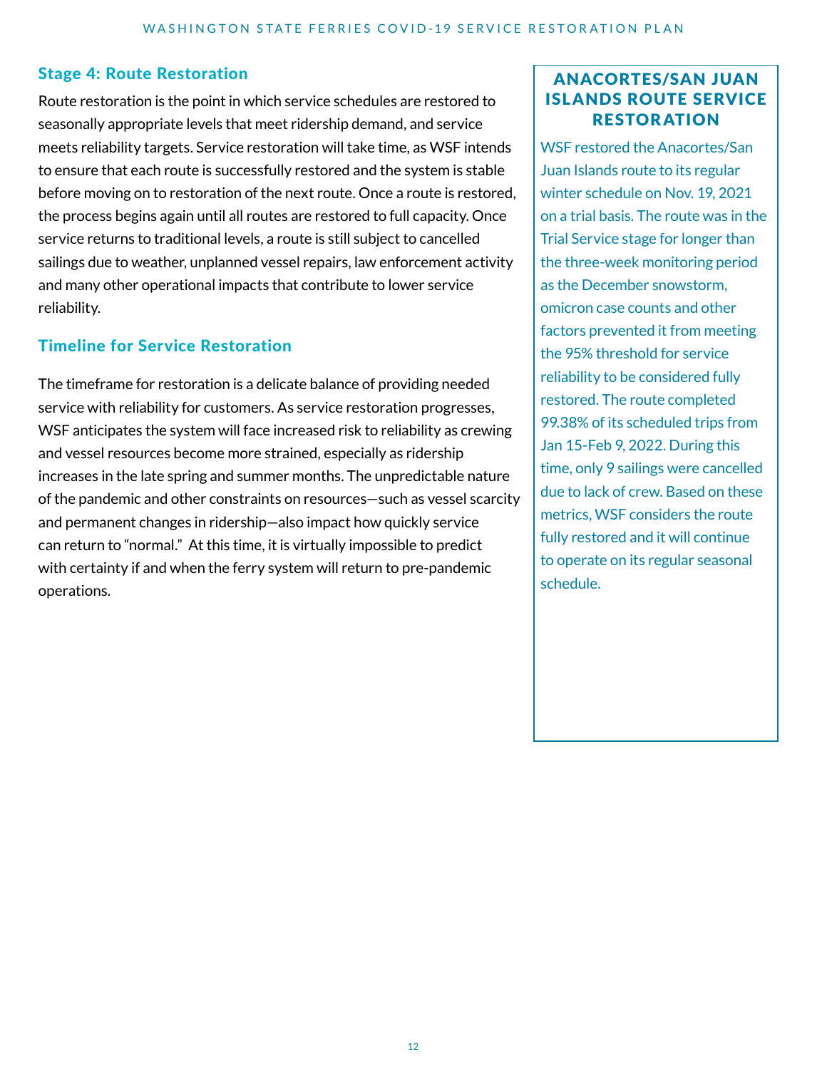## Stage 4: Route Restoration

Route restoration is the point in which service schedules are restored to seasonally appropriate levels that meet ridership demand, and service meets reliability targets. Service restoration will take time, as WSF intends to ensure that each route is successfully restored and the system is stable before moving on to restoration of the next route. Once a route is restored, the process begins again until all routes are restored to full capacity. Once service returns to traditional levels, a route is still subject to cancelled sailings due to weather, unplanned vessel repairs, law enforcement activity and many other operational impacts that contribute to lower service reliability.

## Timeline for Service Restoration

The timeframe for restoration is a delicate balance of providing needed service with reliability for customers. As service restoration progresses, WSF anticipates the system will face increased risk to reliability as crewing and vessel resources become more strained, especially as ridership increases in the late spring and summer months. The unpredictable nature of the pandemic and other constraints on resources—such as vessel scarcity and permanent changes in ridership—also impact how quickly service can return to "normal." At this time, it is virtually impossible to predict with certainty if and when the ferry system will return to pre-pandemic operations.

### ANACORTES/SAN JUAN ISLANDS ROUTE SERVICE RESTORATION

WSF restored the Anacortes/San Juan Islands route to its regular winter schedule on Nov. 19, 2021 on a trial basis. The route was in the Trial Service stage for longer than the three-week monitoring period as the December snowstorm, omicron case counts and other factors prevented it from meeting the 95% threshold for service reliability to be considered fully restored. The route completed 99.38% of its scheduled trips from Jan 15-Feb 9, 2022. During this time, only 9 sailings were cancelled due to lack of crew. Based on these metrics, WSF considers the route fully restored and it will continue to operate on its regular seasonal schedule.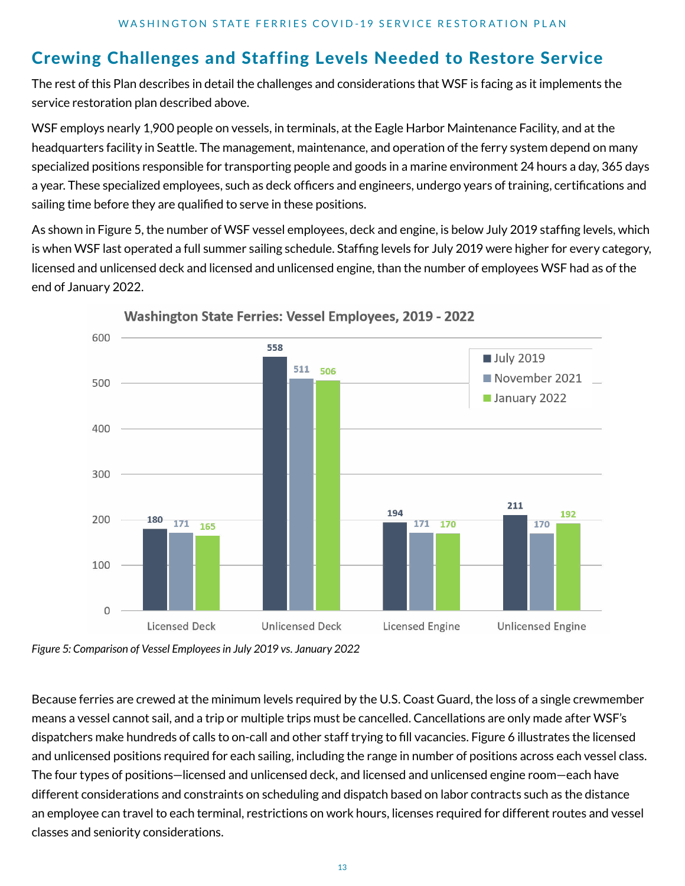## Crewing Challenges and Staffing Levels Needed to Restore Service

The rest of this Plan describes in detail the challenges and considerations that WSF is facing as it implements the service restoration plan described above.

WSF employs nearly 1,900 people on vessels, in terminals, at the Eagle Harbor Maintenance Facility, and at the headquarters facility in Seattle. The management, maintenance, and operation of the ferry system depend on many specialized positions responsible for transporting people and goods in a marine environment 24 hours a day, 365 days a year. These specialized employees, such as deck officers and engineers, undergo years of training, certifications and sailing time before they are qualified to serve in these positions.

As shown in Figure 5, the number of WSF vessel employees, deck and engine, is below July 2019 staffing levels, which is when WSF last operated a full summer sailing schedule. Staffing levels for July 2019 were higher for every category, licensed and unlicensed deck and licensed and unlicensed engine, than the number of employees WSF had as of the end of January 2022.

**Washington State Ferries: Vessel Employees, 2019 - 2022**

| | July 2019 | November 2021 | January 2022 |
|---|---|---|---|
| Licensed Deck | 180 | 171 | 165 |
| Unlicensed Deck | 558 | 511 | 506 |
| Licensed Engine | 194 | 171 | 170 |
| Unlicensed Engine | 211 | 170 | 192 |

*Figure 5: Comparison of Vessel Employees in July 2019 vs. January 2022*

Because ferries are crewed at the minimum levels required by the U.S. Coast Guard, the loss of a single crewmember means a vessel cannot sail, and a trip or multiple trips must be cancelled. Cancellations are only made after WSF's dispatchers make hundreds of calls to on-call and other staff trying to fill vacancies. Figure 6 illustrates the licensed and unlicensed positions required for each sailing, including the range in number of positions across each vessel class. The four types of positions—licensed and unlicensed deck, and licensed and unlicensed engine room—each have different considerations and constraints on scheduling and dispatch based on labor contracts such as the distance an employee can travel to each terminal, restrictions on work hours, licenses required for different routes and vessel classes and seniority considerations.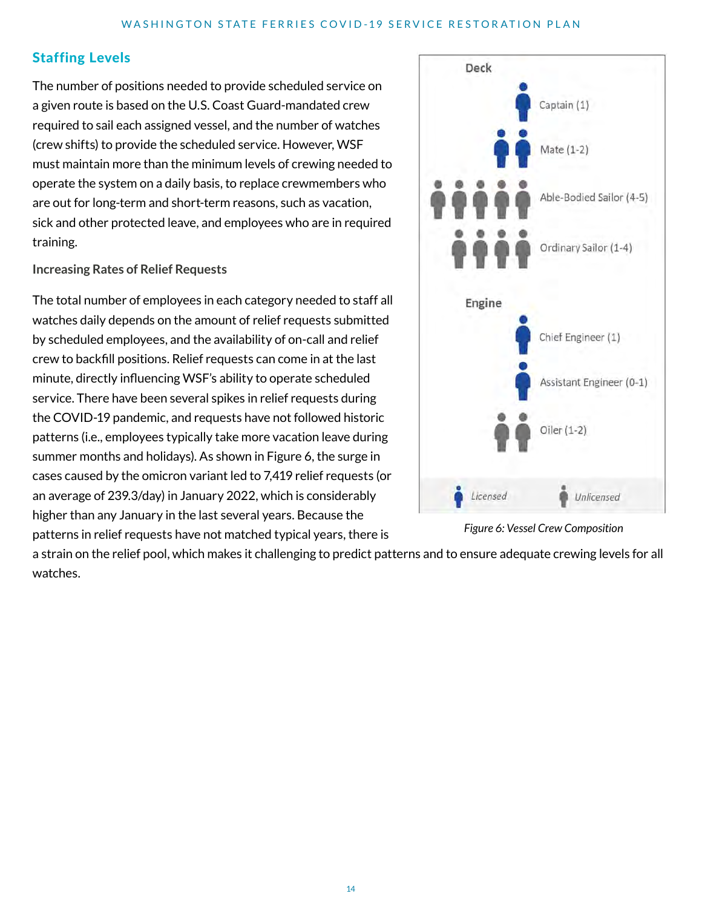## Staffing Levels

The number of positions needed to provide scheduled service on a given route is based on the U.S. Coast Guard-mandated crew required to sail each assigned vessel, and the number of watches (crew shifts) to provide the scheduled service. However, WSF must maintain more than the minimum levels of crewing needed to operate the system on a daily basis, to replace crewmembers who are out for long-term and short-term reasons, such as vacation, sick and other protected leave, and employees who are in required training.

### Increasing Rates of Relief Requests

The total number of employees in each category needed to staff all watches daily depends on the amount of relief requests submitted by scheduled employees, and the availability of on-call and relief crew to backfill positions. Relief requests can come in at the last minute, directly influencing WSF's ability to operate scheduled service. There have been several spikes in relief requests during the COVID-19 pandemic, and requests have not followed historic patterns (i.e., employees typically take more vacation leave during summer months and holidays). As shown in Figure 6, the surge in cases caused by the omicron variant led to 7,419 relief requests (or an average of 239.3/day) in January 2022, which is considerably higher than any January in the last several years. Because the patterns in relief requests have not matched typical years, there is a strain on the relief pool, which makes it challenging to predict patterns and to ensure adequate crewing levels for all watches.

**Deck**

- Captain (1)
- Mate (1-2)
- Able-Bodied Sailor (4-5)
- Ordinary Sailor (1-4)

**Engine**

- Chief Engineer (1)
- Assistant Engineer (0-1)
- Oiler (1-2)

*Licensed* | *Unlicensed*

*Figure 6: Vessel Crew Composition*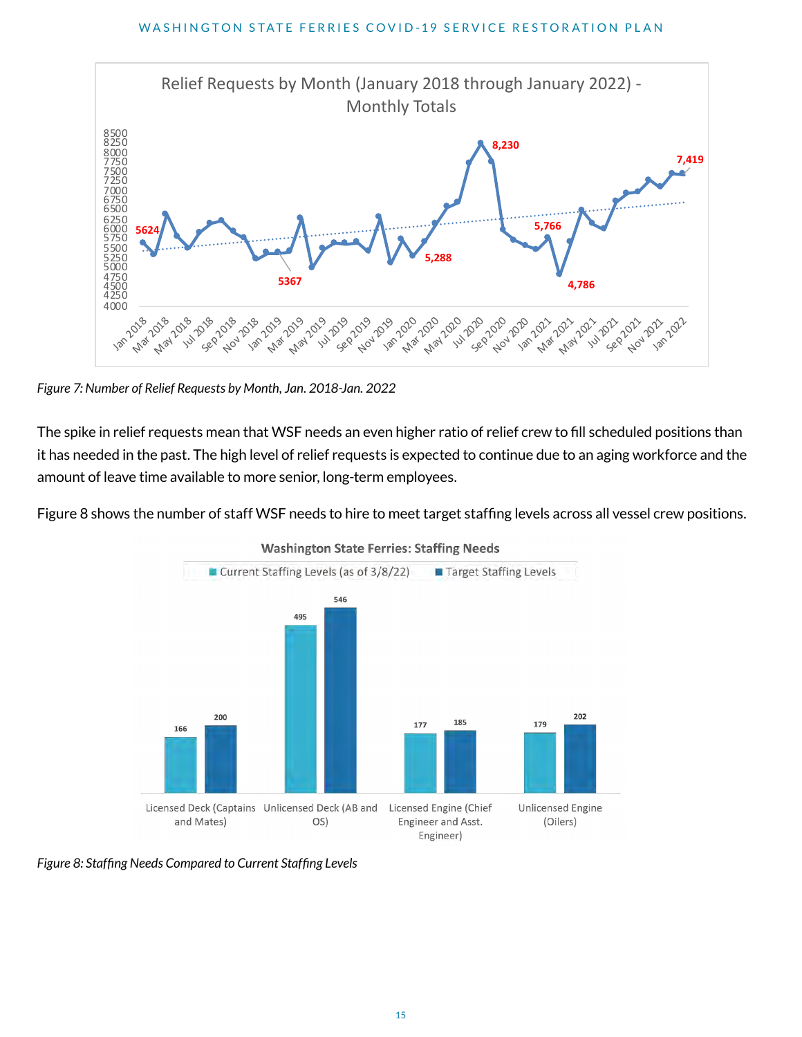*Figure 7: Number of Relief Requests by Month, Jan. 2018-Jan. 2022*

The spike in relief requests mean that WSF needs an even higher ratio of relief crew to fill scheduled positions than it has needed in the past. The high level of relief requests is expected to continue due to an aging workforce and the amount of leave time available to more senior, long-term employees.

Figure 8 shows the number of staff WSF needs to hire to meet target staffing levels across all vessel crew positions.

*Figure 8: Staffing Needs Compared to Current Staffing Levels*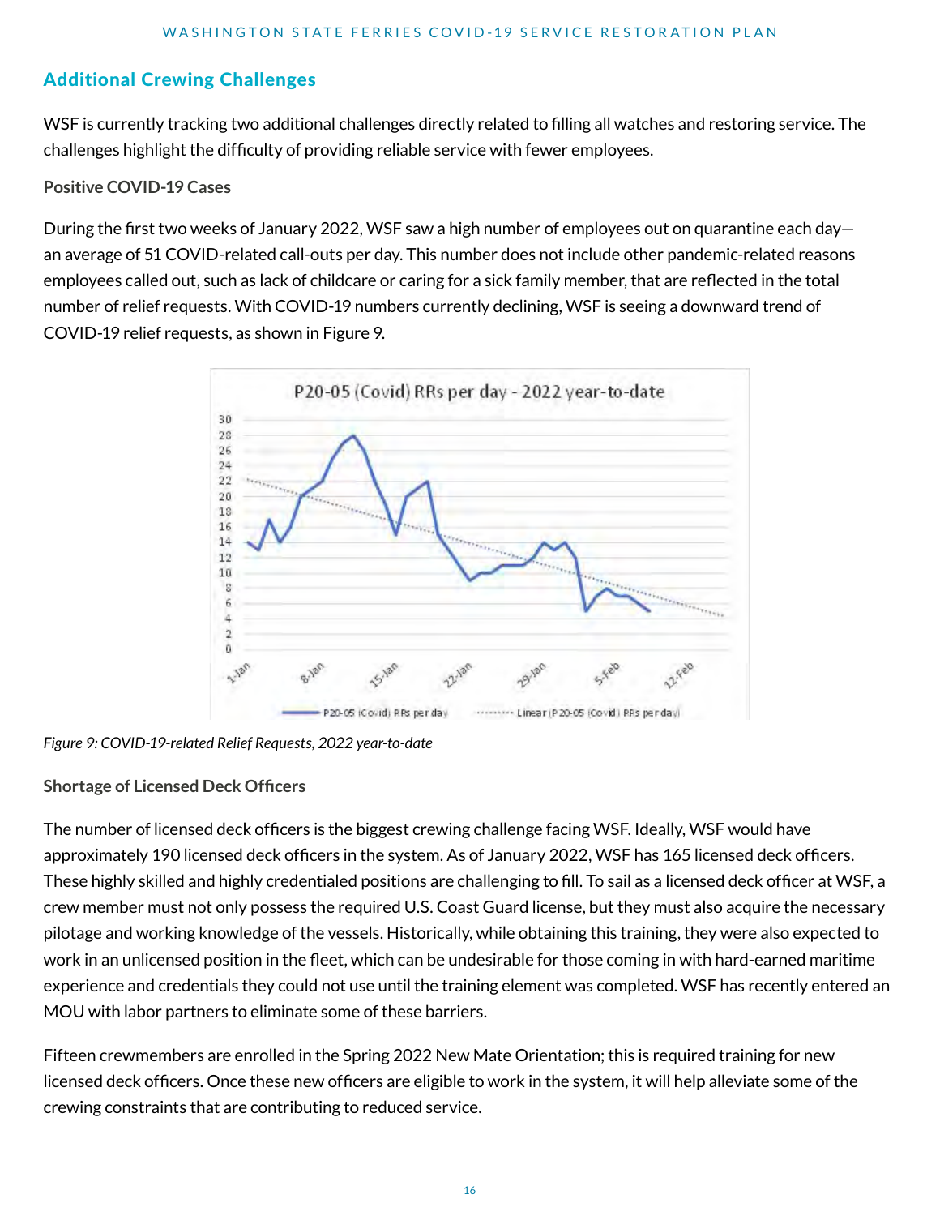## Additional Crewing Challenges

WSF is currently tracking two additional challenges directly related to filling all watches and restoring service. The challenges highlight the difficulty of providing reliable service with fewer employees.

### Positive COVID-19 Cases

During the first two weeks of January 2022, WSF saw a high number of employees out on quarantine each day—an average of 51 COVID-related call-outs per day. This number does not include other pandemic-related reasons employees called out, such as lack of childcare or caring for a sick family member, that are reflected in the total number of relief requests. With COVID-19 numbers currently declining, WSF is seeing a downward trend of COVID-19 relief requests, as shown in Figure 9.

*Figure 9: COVID-19-related Relief Requests, 2022 year-to-date*

### Shortage of Licensed Deck Officers

The number of licensed deck officers is the biggest crewing challenge facing WSF. Ideally, WSF would have approximately 190 licensed deck officers in the system. As of January 2022, WSF has 165 licensed deck officers. These highly skilled and highly credentialed positions are challenging to fill. To sail as a licensed deck officer at WSF, a crew member must not only possess the required U.S. Coast Guard license, but they must also acquire the necessary pilotage and working knowledge of the vessels. Historically, while obtaining this training, they were also expected to work in an unlicensed position in the fleet, which can be undesirable for those coming in with hard-earned maritime experience and credentials they could not use until the training element was completed. WSF has recently entered an MOU with labor partners to eliminate some of these barriers.

Fifteen crewmembers are enrolled in the Spring 2022 New Mate Orientation; this is required training for new licensed deck officers. Once these new officers are eligible to work in the system, it will help alleviate some of the crewing constraints that are contributing to reduced service.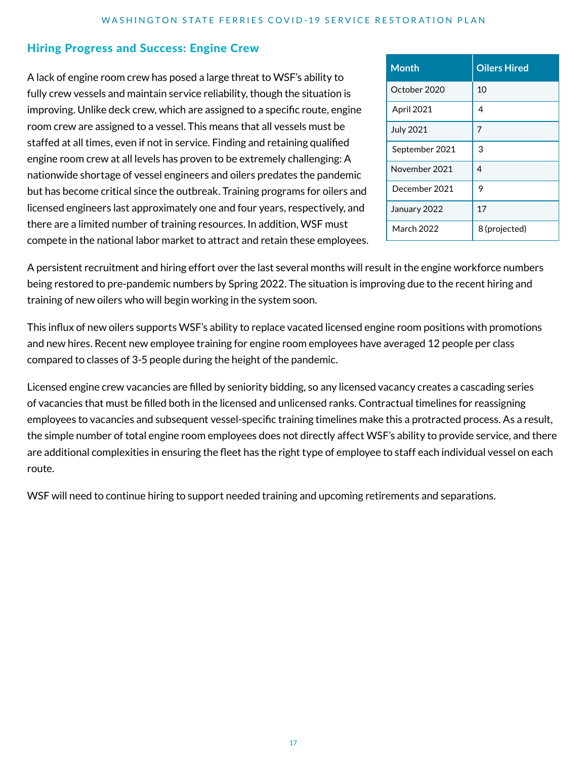## Hiring Progress and Success: Engine Crew

A lack of engine room crew has posed a large threat to WSF's ability to fully crew vessels and maintain service reliability, though the situation is improving. Unlike deck crew, which are assigned to a specific route, engine room crew are assigned to a vessel. This means that all vessels must be staffed at all times, even if not in service. Finding and retaining qualified engine room crew at all levels has proven to be extremely challenging: A nationwide shortage of vessel engineers and oilers predates the pandemic but has become critical since the outbreak. Training programs for oilers and licensed engineers last approximately one and four years, respectively, and there are a limited number of training resources. In addition, WSF must compete in the national labor market to attract and retain these employees.

| Month | Oilers Hired |
|---|---|
| October 2020 | 10 |
| April 2021 | 4 |
| July 2021 | 7 |
| September 2021 | 3 |
| November 2021 | 4 |
| December 2021 | 9 |
| January 2022 | 17 |
| March 2022 | 8 (projected) |

A persistent recruitment and hiring effort over the last several months will result in the engine workforce numbers being restored to pre-pandemic numbers by Spring 2022. The situation is improving due to the recent hiring and training of new oilers who will begin working in the system soon.

This influx of new oilers supports WSF's ability to replace vacated licensed engine room positions with promotions and new hires. Recent new employee training for engine room employees have averaged 12 people per class compared to classes of 3-5 people during the height of the pandemic.

Licensed engine crew vacancies are filled by seniority bidding, so any licensed vacancy creates a cascading series of vacancies that must be filled both in the licensed and unlicensed ranks. Contractual timelines for reassigning employees to vacancies and subsequent vessel-specific training timelines make this a protracted process. As a result, the simple number of total engine room employees does not directly affect WSF's ability to provide service, and there are additional complexities in ensuring the fleet has the right type of employee to staff each individual vessel on each route.

WSF will need to continue hiring to support needed training and upcoming retirements and separations.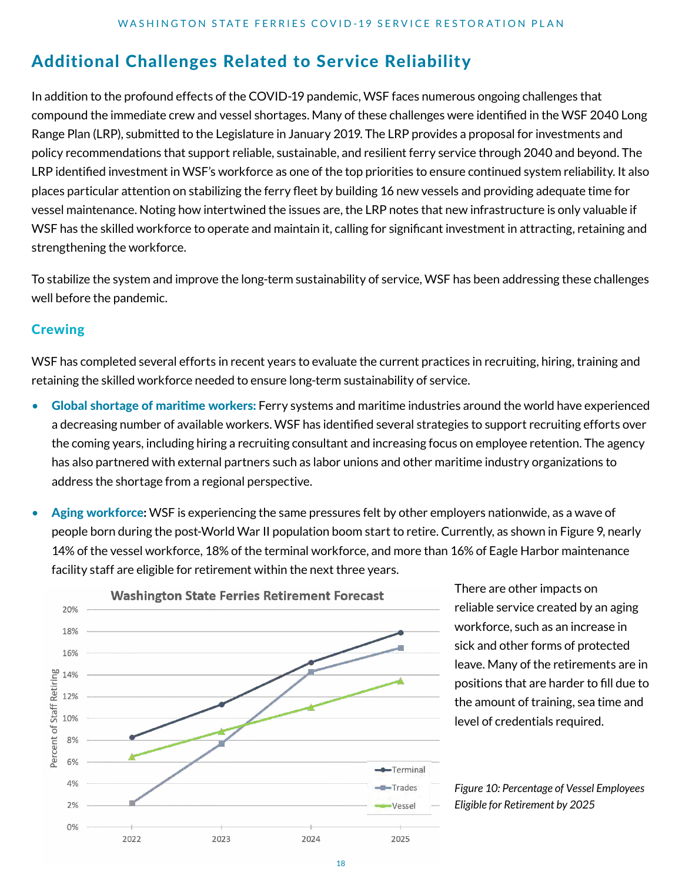## Additional Challenges Related to Service Reliability

In addition to the profound effects of the COVID-19 pandemic, WSF faces numerous ongoing challenges that compound the immediate crew and vessel shortages. Many of these challenges were identified in the WSF 2040 Long Range Plan (LRP), submitted to the Legislature in January 2019. The LRP provides a proposal for investments and policy recommendations that support reliable, sustainable, and resilient ferry service through 2040 and beyond. The LRP identified investment in WSF's workforce as one of the top priorities to ensure continued system reliability. It also places particular attention on stabilizing the ferry fleet by building 16 new vessels and providing adequate time for vessel maintenance. Noting how intertwined the issues are, the LRP notes that new infrastructure is only valuable if WSF has the skilled workforce to operate and maintain it, calling for significant investment in attracting, retaining and strengthening the workforce.

To stabilize the system and improve the long-term sustainability of service, WSF has been addressing these challenges well before the pandemic.

### Crewing

WSF has completed several efforts in recent years to evaluate the current practices in recruiting, hiring, training and retaining the skilled workforce needed to ensure long-term sustainability of service.

- **Global shortage of maritime workers:** Ferry systems and maritime industries around the world have experienced a decreasing number of available workers. WSF has identified several strategies to support recruiting efforts over the coming years, including hiring a recruiting consultant and increasing focus on employee retention. The agency has also partnered with external partners such as labor unions and other maritime industry organizations to address the shortage from a regional perspective.
- **Aging workforce:** WSF is experiencing the same pressures felt by other employers nationwide, as a wave of people born during the post-World War II population boom start to retire. Currently, as shown in Figure 9, nearly 14% of the vessel workforce, 18% of the terminal workforce, and more than 16% of Eagle Harbor maintenance facility staff are eligible for retirement within the next three years.

**Washington State Ferries Retirement Forecast**

| Year | Terminal | Trades | Vessel |
|---|---|---|---|
| 2022 | ~8.3% | ~2.2% | ~6.5% |
| 2023 | ~11.3% | ~7.7% | ~8.8% |
| 2024 | ~15.1% | ~14.3% | ~11.0% |
| 2025 | ~17.9% | ~16.5% | ~13.5% |

There are other impacts on reliable service created by an aging workforce, such as an increase in sick and other forms of protected leave. Many of the retirements are in positions that are harder to fill due to the amount of training, sea time and level of credentials required.

*Figure 10: Percentage of Vessel Employees Eligible for Retirement by 2025*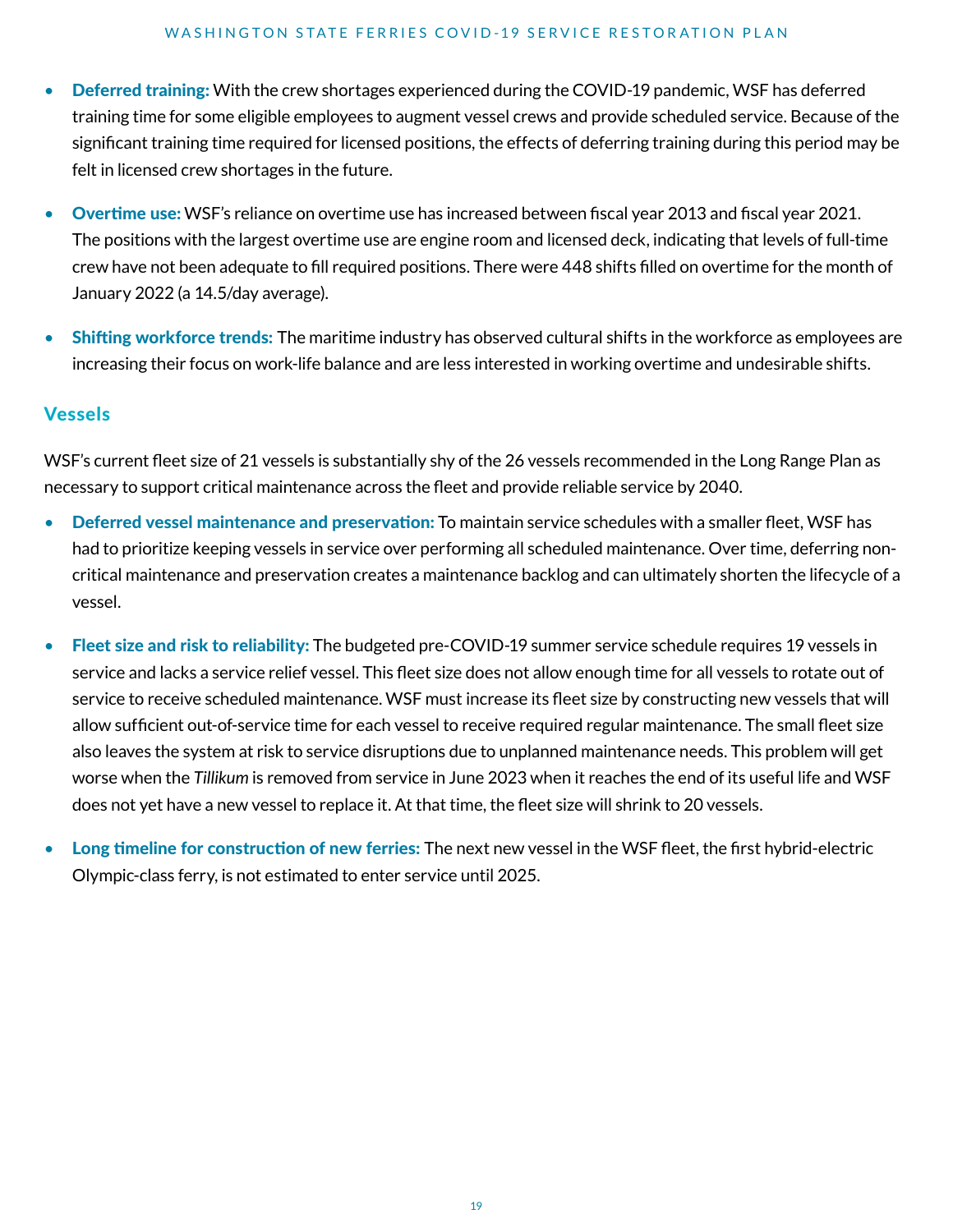- **Deferred training:** With the crew shortages experienced during the COVID-19 pandemic, WSF has deferred training time for some eligible employees to augment vessel crews and provide scheduled service. Because of the significant training time required for licensed positions, the effects of deferring training during this period may be felt in licensed crew shortages in the future.

- **Overtime use:** WSF's reliance on overtime use has increased between fiscal year 2013 and fiscal year 2021. The positions with the largest overtime use are engine room and licensed deck, indicating that levels of full-time crew have not been adequate to fill required positions. There were 448 shifts filled on overtime for the month of January 2022 (a 14.5/day average).

- **Shifting workforce trends:** The maritime industry has observed cultural shifts in the workforce as employees are increasing their focus on work-life balance and are less interested in working overtime and undesirable shifts.

## Vessels

WSF's current fleet size of 21 vessels is substantially shy of the 26 vessels recommended in the Long Range Plan as necessary to support critical maintenance across the fleet and provide reliable service by 2040.

- **Deferred vessel maintenance and preservation:** To maintain service schedules with a smaller fleet, WSF has had to prioritize keeping vessels in service over performing all scheduled maintenance. Over time, deferring non-critical maintenance and preservation creates a maintenance backlog and can ultimately shorten the lifecycle of a vessel.

- **Fleet size and risk to reliability:** The budgeted pre-COVID-19 summer service schedule requires 19 vessels in service and lacks a service relief vessel. This fleet size does not allow enough time for all vessels to rotate out of service to receive scheduled maintenance. WSF must increase its fleet size by constructing new vessels that will allow sufficient out-of-service time for each vessel to receive required regular maintenance. The small fleet size also leaves the system at risk to service disruptions due to unplanned maintenance needs. This problem will get worse when the *Tillikum* is removed from service in June 2023 when it reaches the end of its useful life and WSF does not yet have a new vessel to replace it. At that time, the fleet size will shrink to 20 vessels.

- **Long timeline for construction of new ferries:** The next new vessel in the WSF fleet, the first hybrid-electric Olympic-class ferry, is not estimated to enter service until 2025.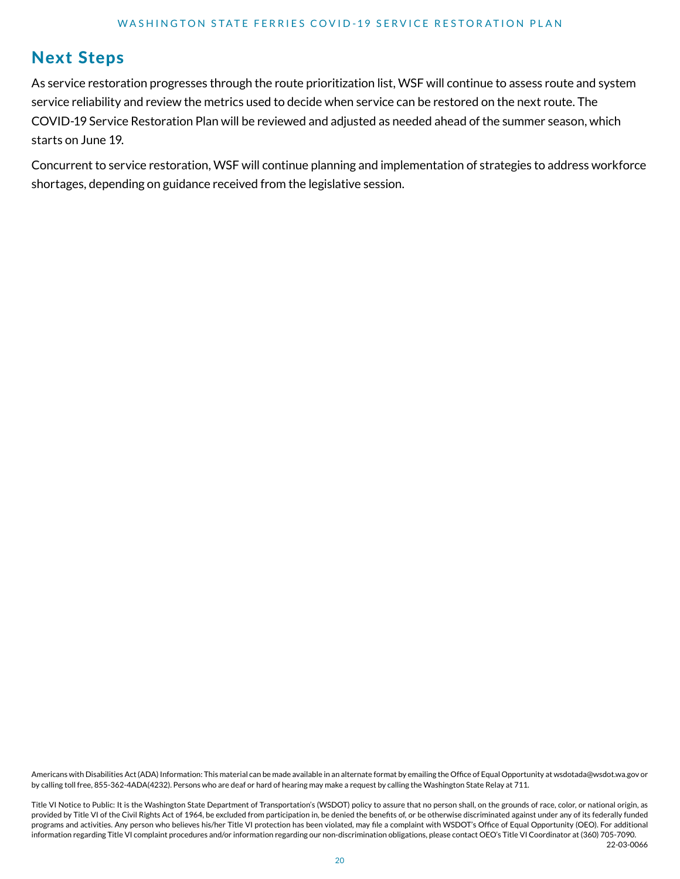## Next Steps

As service restoration progresses through the route prioritization list, WSF will continue to assess route and system service reliability and review the metrics used to decide when service can be restored on the next route. The COVID-19 Service Restoration Plan will be reviewed and adjusted as needed ahead of the summer season, which starts on June 19.

Concurrent to service restoration, WSF will continue planning and implementation of strategies to address workforce shortages, depending on guidance received from the legislative session.

Americans with Disabilities Act (ADA) Information: This material can be made available in an alternate format by emailing the Office of Equal Opportunity at wsdotada@wsdot.wa.gov or by calling toll free, 855-362-4ADA(4232). Persons who are deaf or hard of hearing may make a request by calling the Washington State Relay at 711.

Title VI Notice to Public: It is the Washington State Department of Transportation's (WSDOT) policy to assure that no person shall, on the grounds of race, color, or national origin, as provided by Title VI of the Civil Rights Act of 1964, be excluded from participation in, be denied the benefits of, or be otherwise discriminated against under any of its federally funded programs and activities. Any person who believes his/her Title VI protection has been violated, may file a complaint with WSDOT's Office of Equal Opportunity (OEO). For additional information regarding Title VI complaint procedures and/or information regarding our non-discrimination obligations, please contact OEO's Title VI Coordinator at (360) 705-7090.

22-03-0066